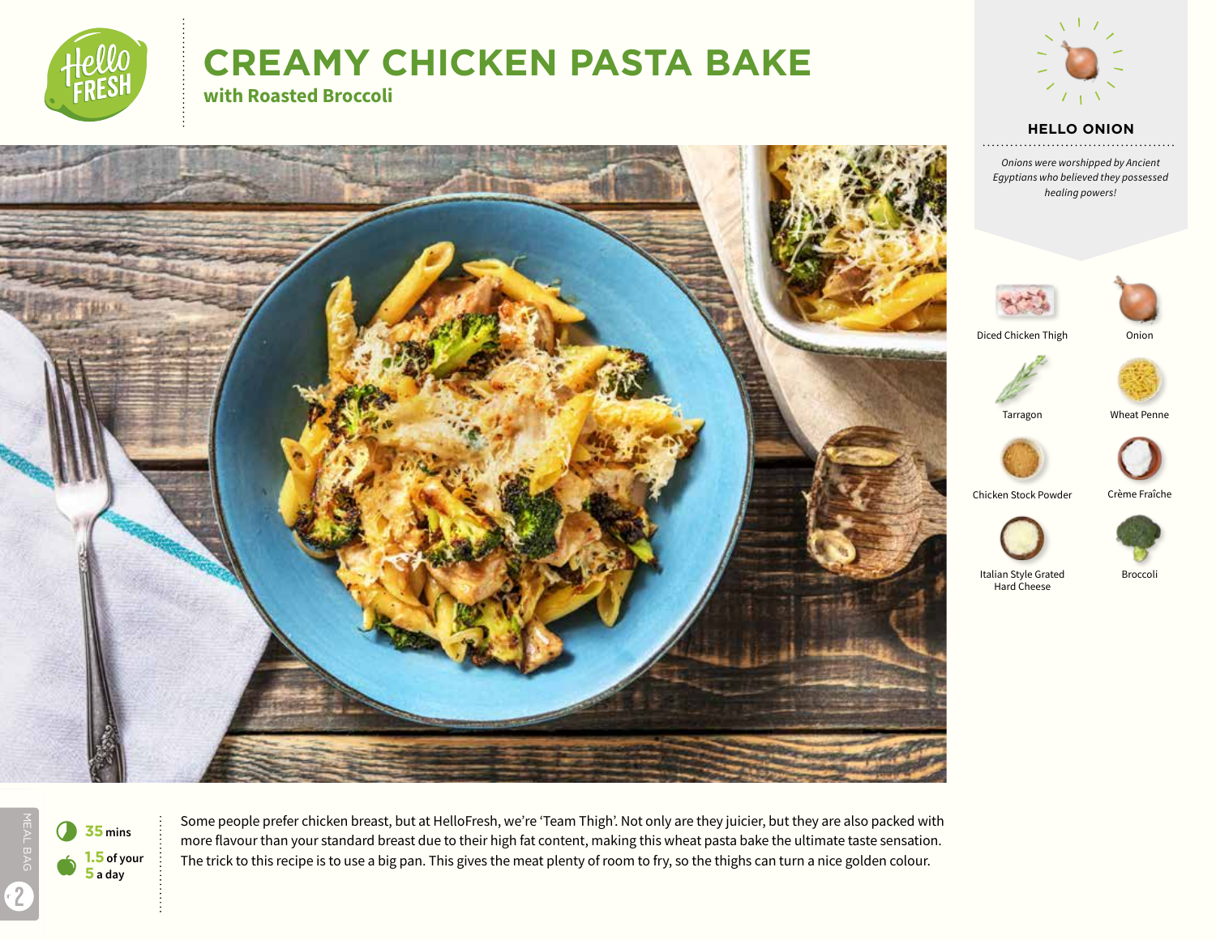# CREAMY CHICKEN PASTA BAKE

## with Roasted Broccoli

### HELLO ONION

*Onions were worshipped by Ancient Egyptians who believed they possessed healing powers!*

- Diced Chicken Thigh
- Onion
- Tarragon
- Wheat Penne
- Chicken Stock Powder
- Crème Fraîche
- Italian Style Grated Hard Cheese
- Broccoli

**35** mins

**1.5** of your **5** a day

Some people prefer chicken breast, but at HelloFresh, we're 'Team Thigh'. Not only are they juicier, but they are also packed with more flavour than your standard breast due to their high fat content, making this wheat pasta bake the ultimate taste sensation. The trick to this recipe is to use a big pan. This gives the meat plenty of room to fry, so the thighs can turn a nice golden colour.

MEAL BAG 2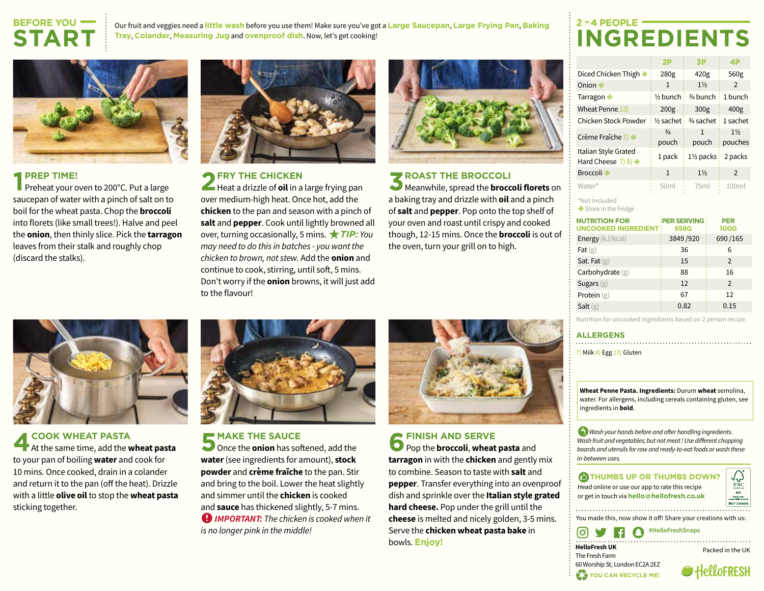## BEFORE YOU START

Our fruit and veggies need a **little wash** before you use them! Make sure you've got a **Large Saucepan**, **Large Frying Pan**, **Baking Tray**, **Colander**, **Measuring Jug** and **ovenproof dish**. Now, let's get cooking!

### 1 PREP TIME!

Preheat your oven to 200°C. Put a large saucepan of water with a pinch of salt on to boil for the wheat pasta. Chop the **broccoli** into florets (like small trees!). Halve and peel the **onion**, then thinly slice. Pick the **tarragon** leaves from their stalk and roughly chop (discard the stalks).

### 2 FRY THE CHICKEN

Heat a drizzle of **oil** in a large frying pan over medium-high heat. Once hot, add the **chicken** to the pan and season with a pinch of **salt** and **pepper**. Cook until lightly browned all over, turning occasionally, 5 mins. ★ ***TIP:*** *You may need to do this in batches - you want the chicken to brown, not stew.* Add the **onion** and continue to cook, stirring, until soft, 5 mins. Don't worry if the **onion** browns, it will just add to the flavour!

### 3 ROAST THE BROCCOLI

Meanwhile, spread the **broccoli florets** on a baking tray and drizzle with **oil** and a pinch of **salt** and **pepper**. Pop onto the top shelf of your oven and roast until crispy and cooked though, 12-15 mins. Once the **broccoli** is out of the oven, turn your grill on to high.

### 4 COOK WHEAT PASTA

At the same time, add the **wheat pasta** to your pan of boiling **water** and cook for 10 mins. Once cooked, drain in a colander and return it to the pan (off the heat). Drizzle with a little **olive oil** to stop the **wheat pasta** sticking together.

### 5 MAKE THE SAUCE

Once the **onion** has softened, add the **water** (see ingredients for amount), **stock powder** and **crème fraîche** to the pan. Stir and bring to the boil. Lower the heat slightly and simmer until the **chicken** is cooked and **sauce** has thickened slightly, 5-7 mins. ❗ ***IMPORTANT:*** *The chicken is cooked when it is no longer pink in the middle!*

### 6 FINISH AND SERVE

Pop the **broccoli**, **wheat pasta** and **tarragon** in with the **chicken** and gently mix to combine. Season to taste with **salt** and **pepper**. Transfer everything into an ovenproof dish and sprinkle over the **Italian style grated hard cheese.** Pop under the grill until the **cheese** is melted and nicely golden, 3-5 mins. Serve the **chicken wheat pasta bake** in bowls. **Enjoy!**

## 2 - 4 PEOPLE INGREDIENTS

| | 2P | 3P | 4P |
|---|---|---|---|
| Diced Chicken Thigh ❄ | 280g | 420g | 560g |
| Onion ❄ | 1 | 1½ | 2 |
| Tarragon ❄ | ½ bunch | ¾ bunch | 1 bunch |
| Wheat Penne 13) | 200g | 300g | 400g |
| Chicken Stock Powder | ½ sachet | ¾ sachet | 1 sachet |
| Crème Fraîche 7) ❄ | ¾ pouch | 1 pouch | 1½ pouches |
| Italian Style Grated Hard Cheese 7) 8) ❄ | 1 pack | 1½ packs | 2 packs |
| Broccoli ❄ | 1 | 1½ | 2 |
| Water* | 50ml | 75ml | 100ml |

*Not Included
❄ Store in the Fridge

| NUTRITION FOR UNCOOKED INGREDIENT | PER SERVING 558G | PER 100G |
|---|---|---|
| Energy (kJ/kcal) | 3849 /920 | 690 /165 |
| Fat (g) | 36 | 6 |
| Sat. Fat (g) | 15 | 2 |
| Carbohydrate (g) | 88 | 16 |
| Sugars (g) | 12 | 2 |
| Protein (g) | 67 | 12 |
| Salt (g) | 0.82 | 0.15 |

Nutrition for uncooked ingredients based on 2 person recipe.

### ALLERGENS

7) Milk 8) Egg 13) Gluten

**Wheat Penne Pasta. Ingredients:** Durum **wheat** semolina, water. For allergens, including cereals containing gluten, see ingredients in **bold**.

*Wash your hands before and after handling ingredients. Wash fruit and vegetables; but not meat ! Use different chopping boards and utensils for raw and ready-to-eat foods or wash these in-between uses.*

### THUMBS UP OR THUMBS DOWN?

Head online or use our app to rate this recipe or get in touch via **hello@hellofresh.co.uk**

You made this, now show it off! Share your creations with us: #HelloFreshSnaps

**HelloFresh UK**
The Fresh Farm
60 Worship St, London EC2A 2EZ

Packed in the UK

YOU CAN RECYCLE ME!